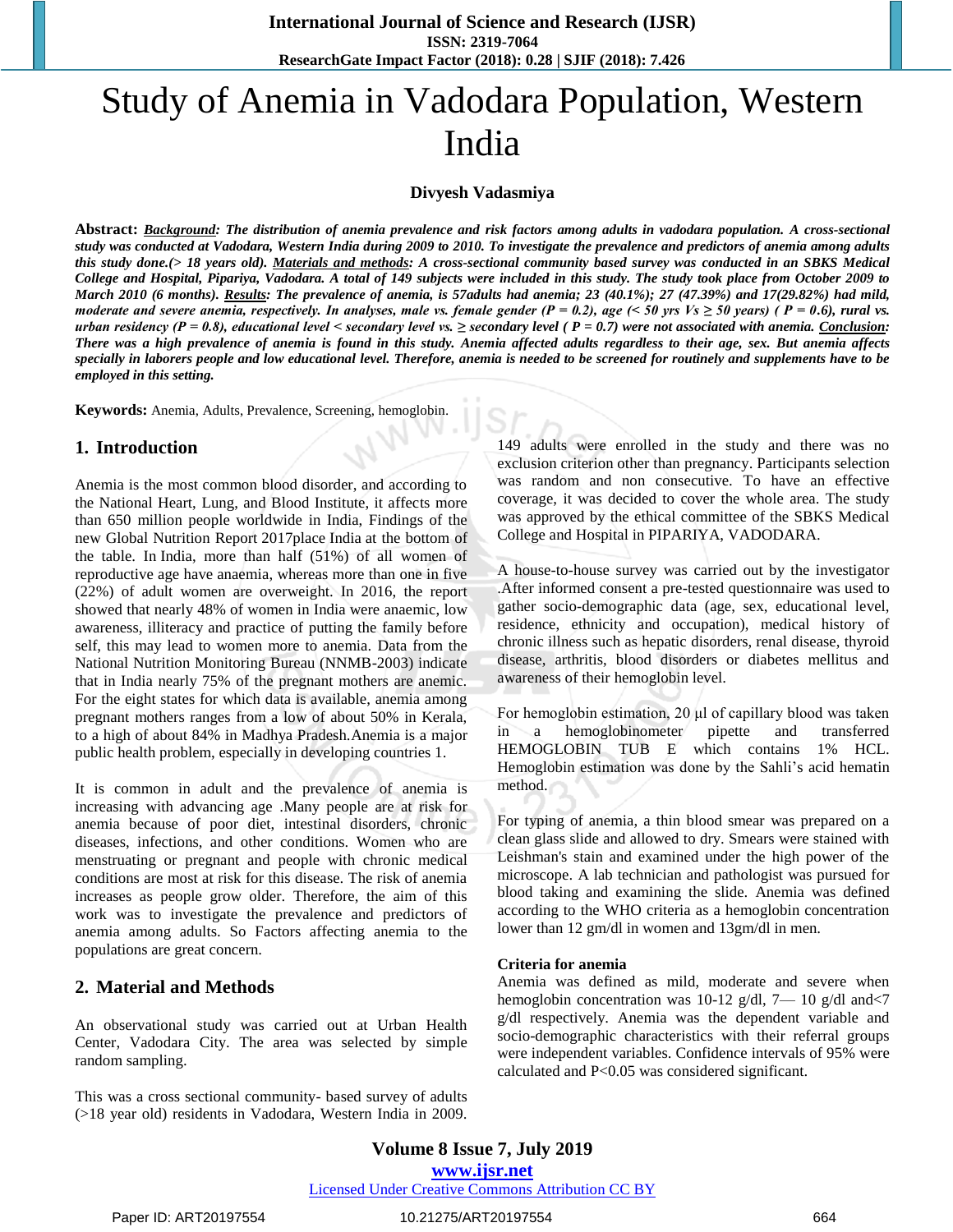# Study of Anemia in Vadodara Population, Western India

**Divyesh Vadasmiya**

**Abstract:** ***Background**: The distribution of anemia prevalence and risk factors among adults in vadodara population. A cross-sectional study was conducted at Vadodara, Western India during 2009 to 2010. To investigate the prevalence and predictors of anemia among adults this study done.(> 18 years old). **Materials and methods**: A cross-sectional community based survey was conducted in an SBKS Medical College and Hospital, Pipariya, Vadodara. A total of 149 subjects were included in this study. The study took place from October 2009 to March 2010 (6 months). **Results**: The prevalence of anemia, is 57adults had anemia; 23 (40.1%); 27 (47.39%) and 17(29.82%) had mild, moderate and severe anemia, respectively. In analyses, male vs. female gender (P = 0.2), age (< 50 yrs Vs ≥ 50 years) ( P = 0.6), rural vs. urban residency (P = 0.8), educational level < secondary level vs. ≥ secondary level ( P = 0.7) were not associated with anemia. **Conclusion**: There was a high prevalence of anemia is found in this study. Anemia affected adults regardless to their age, sex. But anemia affects specially in laborers people and low educational level. Therefore, anemia is needed to be screened for routinely and supplements have to be employed in this setting.*

**Keywords:** Anemia, Adults, Prevalence, Screening, hemoglobin.

## 1. Introduction

Anemia is the most common blood disorder, and according to the National Heart, Lung, and Blood Institute, it affects more than 650 million people worldwide in India, Findings of the new Global Nutrition Report 2017place India at the bottom of the table. In India, more than half (51%) of all women of reproductive age have anaemia, whereas more than one in five (22%) of adult women are overweight. In 2016, the report showed that nearly 48% of women in India were anaemic, low awareness, illiteracy and practice of putting the family before self, this may lead to women more to anemia. Data from the National Nutrition Monitoring Bureau (NNMB-2003) indicate that in India nearly 75% of the pregnant mothers are anemic. For the eight states for which data is available, anemia among pregnant mothers ranges from a low of about 50% in Kerala, to a high of about 84% in Madhya Pradesh.Anemia is a major public health problem, especially in developing countries 1.

It is common in adult and the prevalence of anemia is increasing with advancing age .Many people are at risk for anemia because of poor diet, intestinal disorders, chronic diseases, infections, and other conditions. Women who are menstruating or pregnant and people with chronic medical conditions are most at risk for this disease. The risk of anemia increases as people grow older. Therefore, the aim of this work was to investigate the prevalence and predictors of anemia among adults. So Factors affecting anemia to the populations are great concern.

## 2. Material and Methods

An observational study was carried out at Urban Health Center, Vadodara City. The area was selected by simple random sampling.

This was a cross sectional community- based survey of adults (>18 year old) residents in Vadodara, Western India in 2009. 149 adults were enrolled in the study and there was no exclusion criterion other than pregnancy. Participants selection was random and non consecutive. To have an effective coverage, it was decided to cover the whole area. The study was approved by the ethical committee of the SBKS Medical College and Hospital in PIPARIYA, VADODARA.

A house-to-house survey was carried out by the investigator .After informed consent a pre-tested questionnaire was used to gather socio-demographic data (age, sex, educational level, residence, ethnicity and occupation), medical history of chronic illness such as hepatic disorders, renal disease, thyroid disease, arthritis, blood disorders or diabetes mellitus and awareness of their hemoglobin level.

For hemoglobin estimation, 20 µl of capillary blood was taken in a hemoglobinometer pipette and transferred HEMOGLOBIN TUB E which contains 1% HCL. Hemoglobin estimation was done by the Sahli's acid hematin method.

For typing of anemia, a thin blood smear was prepared on a clean glass slide and allowed to dry. Smears were stained with Leishman's stain and examined under the high power of the microscope. A lab technician and pathologist was pursued for blood taking and examining the slide. Anemia was defined according to the WHO criteria as a hemoglobin concentration lower than 12 gm/dl in women and 13gm/dl in men.

**Criteria for anemia**

Anemia was defined as mild, moderate and severe when hemoglobin concentration was 10-12 g/dl, 7— 10 g/dl and<7 g/dl respectively. Anemia was the dependent variable and socio-demographic characteristics with their referral groups were independent variables. Confidence intervals of 95% were calculated and P<0.05 was considered significant.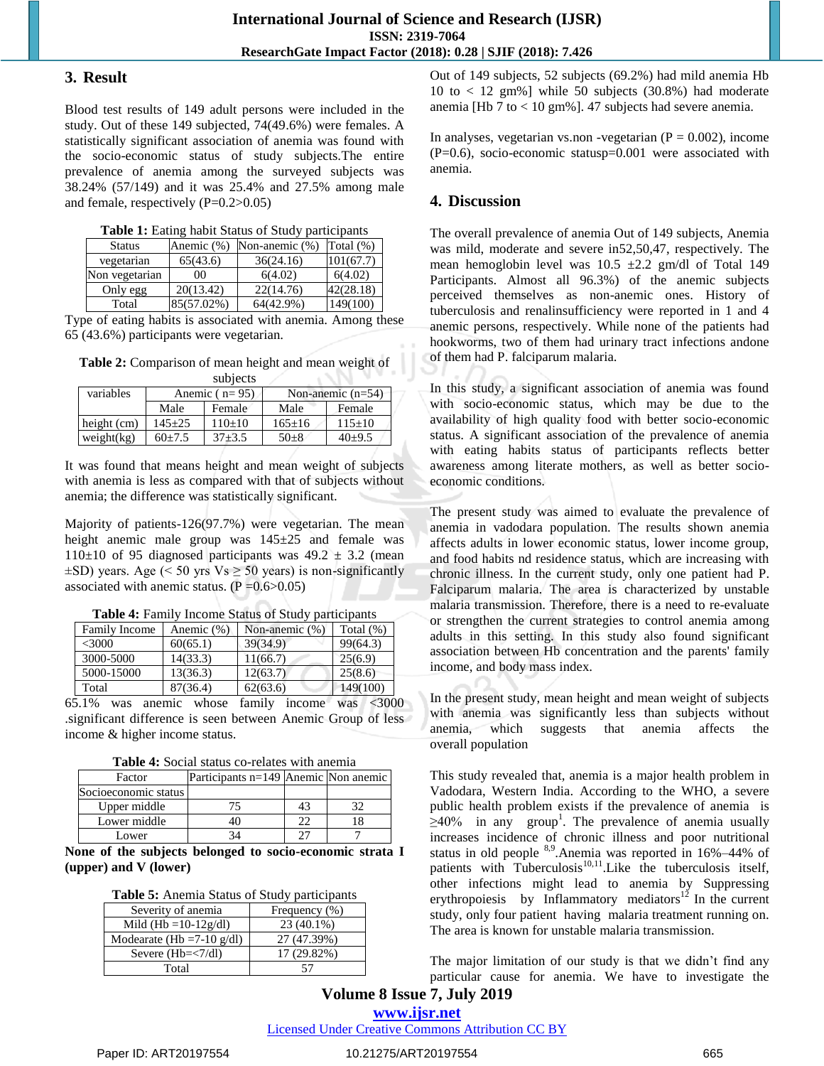## 3. Result

Blood test results of 149 adult persons were included in the study. Out of these 149 subjected, 74(49.6%) were females. A statistically significant association of anemia was found with the socio-economic status of study subjects.The entire prevalence of anemia among the surveyed subjects was 38.24% (57/149) and it was 25.4% and 27.5% among male and female, respectively (P=0.2>0.05)

**Table 1:** Eating habit Status of Study participants

| Status | Anemic (%) | Non-anemic (%) | Total (%) |
|---|---|---|---|
| vegetarian | 65(43.6) | 36(24.16) | 101(67.7) |
| Non vegetarian | 00 | 6(4.02) | 6(4.02) |
| Only egg | 20(13.42) | 22(14.76) | 42(28.18) |
| Total | 85(57.02%) | 64(42.9%) | 149(100) |

Type of eating habits is associated with anemia. Among these 65 (43.6%) participants were vegetarian.

**Table 2:** Comparison of mean height and mean weight of subjects

| variables | Anemic ( n= 95) | | Non-anemic (n=54) | |
|---|---|---|---|---|
| | Male | Female | Male | Female |
| height (cm) | 145±25 | 110±10 | 165±16 | 115±10 |
| weight(kg) | 60±7.5 | 37±3.5 | 50±8 | 40±9.5 |

It was found that means height and mean weight of subjects with anemia is less as compared with that of subjects without anemia; the difference was statistically significant.

Majority of patients-126(97.7%) were vegetarian. The mean height anemic male group was 145±25 and female was 110±10 of 95 diagnosed participants was 49.2 ± 3.2 (mean ±SD) years. Age (< 50 yrs Vs ≥ 50 years) is non-significantly associated with anemic status. (P =0.6>0.05)

**Table 4:** Family Income Status of Study participants

| Family Income | Anemic (%) | Non-anemic (%) | Total (%) |
|---|---|---|---|
| <3000 | 60(65.1) | 39(34.9) | 99(64.3) |
| 3000-5000 | 14(33.3) | 11(66.7) | 25(6.9) |
| 5000-15000 | 13(36.3) | 12(63.7) | 25(8.6) |
| Total | 87(36.4) | 62(63.6) | 149(100) |

65.1% was anemic whose family income was <3000 .significant difference is seen between Anemic Group of less income & higher income status.

**Table 4:** Social status co-relates with anemia

| Factor | Participants n=149 | Anemic | Non anemic |
|---|---|---|---|
| Socioeconomic status | | | |
| Upper middle | 75 | 43 | 32 |
| Lower middle | 40 | 22 | 18 |
| Lower | 34 | 27 | 7 |

**None of the subjects belonged to socio-economic strata I (upper) and V (lower)**

**Table 5:** Anemia Status of Study participants

| Severity of anemia | Frequency (%) |
|---|---|
| Mild (Hb =10-12g/dl) | 23 (40.1%) |
| Modearate (Hb =7-10 g/dl) | 27 (47.39%) |
| Severe (Hb=<7/dl) | 17 (29.82%) |
| Total | 57 |

Out of 149 subjects, 52 subjects (69.2%) had mild anemia Hb 10 to < 12 gm%] while 50 subjects (30.8%) had moderate anemia [Hb 7 to < 10 gm%]. 47 subjects had severe anemia.

In analyses, vegetarian vs.non -vegetarian (P = 0.002), income (P=0.6), socio-economic statusp=0.001 were associated with anemia.

## 4. Discussion

The overall prevalence of anemia Out of 149 subjects, Anemia was mild, moderate and severe in52,50,47, respectively. The mean hemoglobin level was 10.5 ±2.2 gm/dl of Total 149 Participants. Almost all 96.3%) of the anemic subjects perceived themselves as non-anemic ones. History of tuberculosis and renalinsufficiency were reported in 1 and 4 anemic persons, respectively. While none of the patients had hookworms, two of them had urinary tract infections andone of them had P. falciparum malaria.

In this study, a significant association of anemia was found with socio-economic status, which may be due to the availability of high quality food with better socio-economic status. A significant association of the prevalence of anemia with eating habits status of participants reflects better awareness among literate mothers, as well as better socio-economic conditions.

The present study was aimed to evaluate the prevalence of anemia in vadodara population. The results shown anemia affects adults in lower economic status, lower income group, and food habits nd residence status, which are increasing with chronic illness. In the current study, only one patient had P. Falciparum malaria. The area is characterized by unstable malaria transmission. Therefore, there is a need to re-evaluate or strengthen the current strategies to control anemia among adults in this setting. In this study also found significant association between Hb concentration and the parents' family income, and body mass index.

In the present study, mean height and mean weight of subjects with anemia was significantly less than subjects without anemia, which suggests that anemia affects the overall population

This study revealed that, anemia is a major health problem in Vadodara, Western India. According to the WHO, a severe public health problem exists if the prevalence of anemia is ≥40% in any group[1]. The prevalence of anemia usually increases incidence of chronic illness and poor nutritional status in old people [8,9].Anemia was reported in 16%–44% of patients with Tuberculosis[10,11].Like the tuberculosis itself, other infections might lead to anemia by Suppressing erythropoiesis by Inflammatory mediators[12] In the current study, only four patient having malaria treatment running on. The area is known for unstable malaria transmission.

The major limitation of our study is that we didn't find any particular cause for anemia. We have to investigate the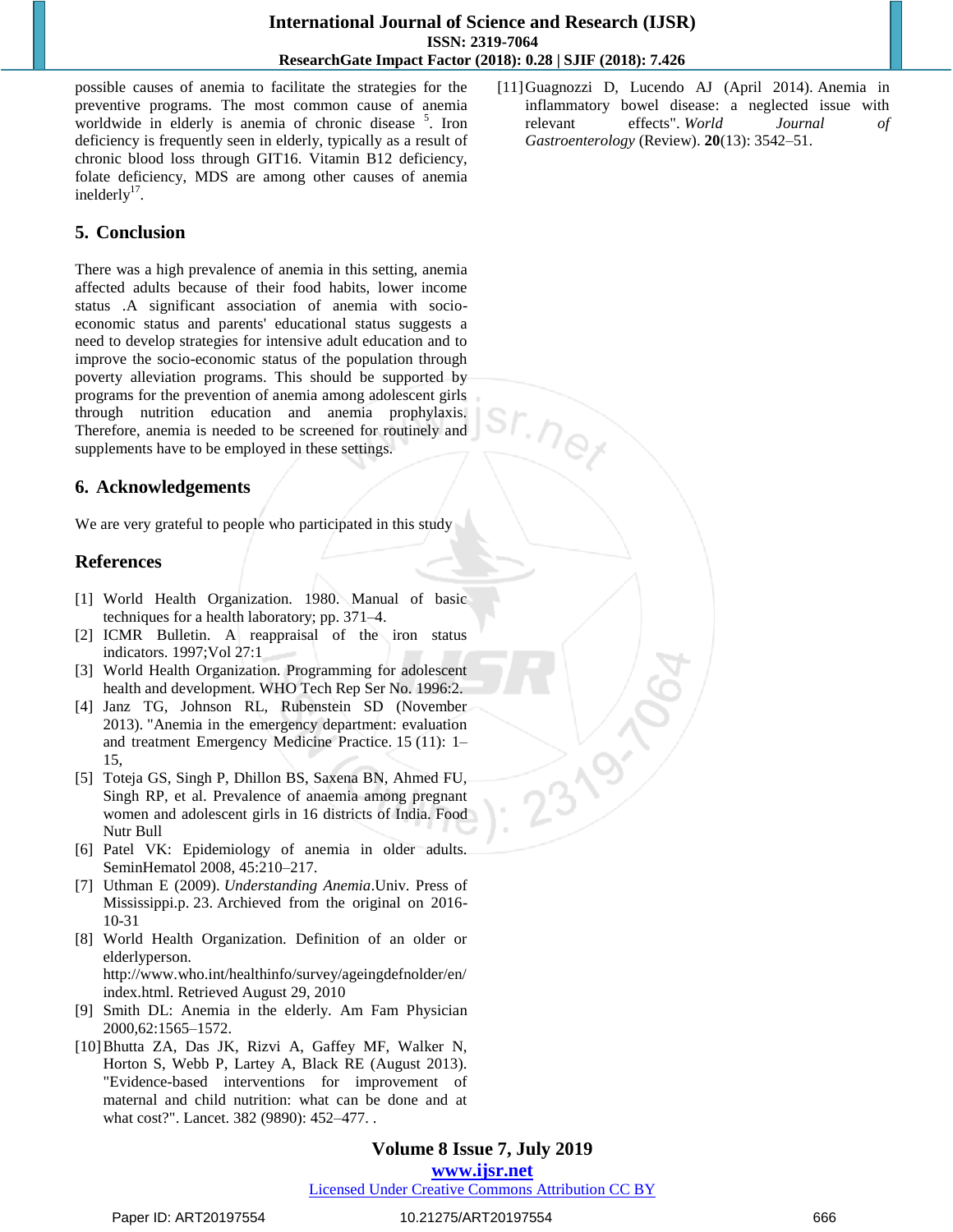possible causes of anemia to facilitate the strategies for the preventive programs. The most common cause of anemia worldwide in elderly is anemia of chronic disease [5]. Iron deficiency is frequently seen in elderly, typically as a result of chronic blood loss through GIT16. Vitamin B12 deficiency, folate deficiency, MDS are among other causes of anemia inelderly[17].

## 5. Conclusion

There was a high prevalence of anemia in this setting, anemia affected adults because of their food habits, lower income status .A significant association of anemia with socio-economic status and parents' educational status suggests a need to develop strategies for intensive adult education and to improve the socio-economic status of the population through poverty alleviation programs. This should be supported by programs for the prevention of anemia among adolescent girls through nutrition education and anemia prophylaxis. Therefore, anemia is needed to be screened for routinely and supplements have to be employed in these settings.

## 6. Acknowledgements

We are very grateful to people who participated in this study

## References

[1] World Health Organization. 1980. Manual of basic techniques for a health laboratory; pp. 371–4.

[2] ICMR Bulletin. A reappraisal of the iron status indicators. 1997;Vol 27:1

[3] World Health Organization. Programming for adolescent health and development. WHO Tech Rep Ser No. 1996:2.

[4] Janz TG, Johnson RL, Rubenstein SD (November 2013). "Anemia in the emergency department: evaluation and treatment Emergency Medicine Practice. 15 (11): 1–15,

[5] Toteja GS, Singh P, Dhillon BS, Saxena BN, Ahmed FU, Singh RP, et al. Prevalence of anaemia among pregnant women and adolescent girls in 16 districts of India. Food Nutr Bull

[6] Patel VK: Epidemiology of anemia in older adults. SeminHematol 2008, 45:210–217.

[7] Uthman E (2009). *Understanding Anemia*.Univ. Press of Mississippi.p. 23. Archieved from the original on 2016-10-31

[8] World Health Organization. Definition of an older or elderlyperson. http://www.who.int/healthinfo/survey/ageingdefnolder/en/index.html. Retrieved August 29, 2010

[9] Smith DL: Anemia in the elderly. Am Fam Physician 2000,62:1565–1572.

[10] Bhutta ZA, Das JK, Rizvi A, Gaffey MF, Walker N, Horton S, Webb P, Lartey A, Black RE (August 2013). "Evidence-based interventions for improvement of maternal and child nutrition: what can be done and at what cost?". Lancet. 382 (9890): 452–477. .

[11] Guagnozzi D, Lucendo AJ (April 2014). Anemia in inflammatory bowel disease: a neglected issue with relevant effects". *World Journal of Gastroenterology* (Review). **20**(13): 3542–51.